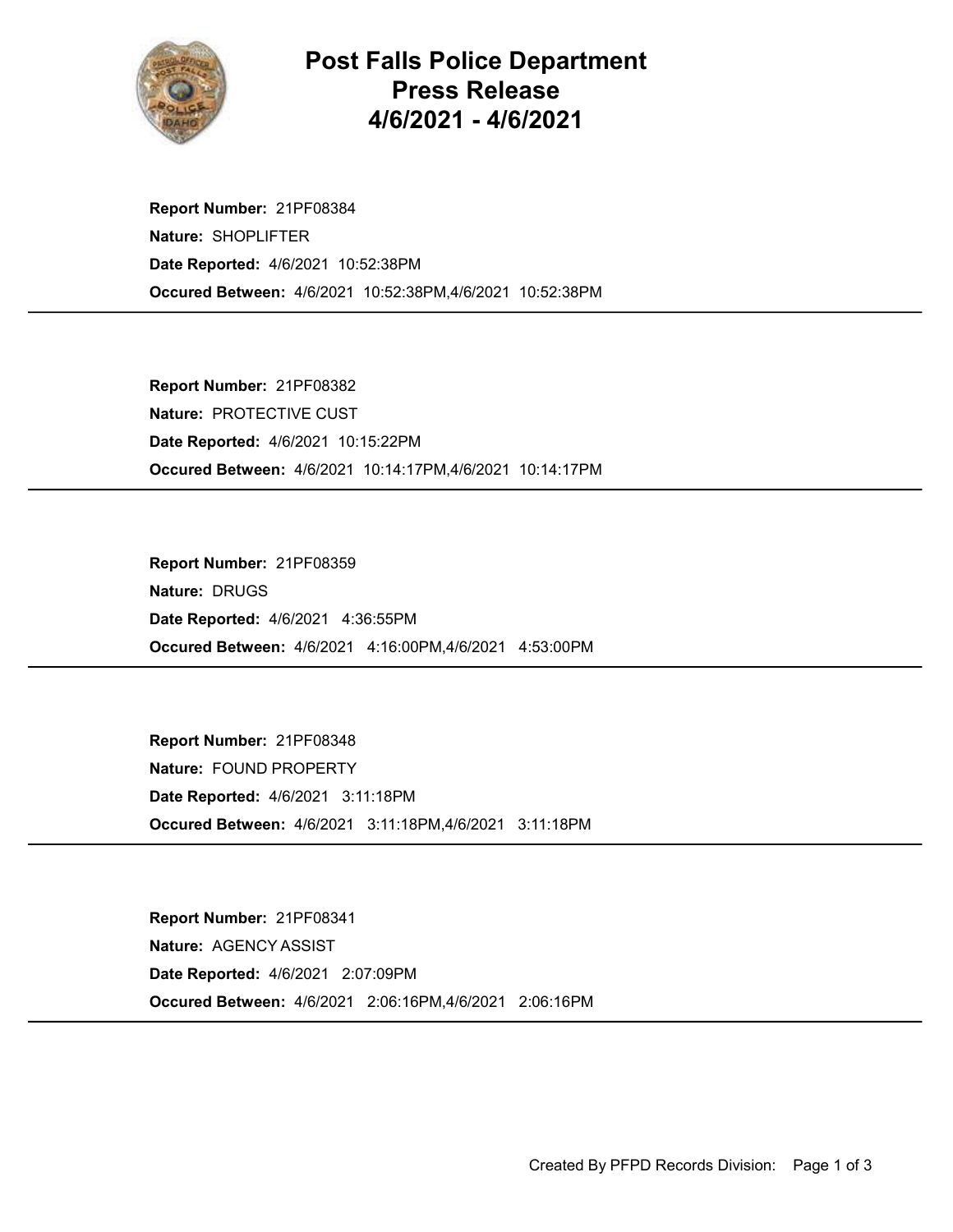# Post Falls Police Department Press Release 4/6/2021 - 4/6/2021

**Report Number:** 21PF08384
**Nature:** SHOPLIFTER
**Date Reported:** 4/6/2021 10:52:38PM
**Occured Between:** 4/6/2021 10:52:38PM,4/6/2021 10:52:38PM

---

**Report Number:** 21PF08382
**Nature:** PROTECTIVE CUST
**Date Reported:** 4/6/2021 10:15:22PM
**Occured Between:** 4/6/2021 10:14:17PM,4/6/2021 10:14:17PM

---

**Report Number:** 21PF08359
**Nature:** DRUGS
**Date Reported:** 4/6/2021 4:36:55PM
**Occured Between:** 4/6/2021 4:16:00PM,4/6/2021 4:53:00PM

---

**Report Number:** 21PF08348
**Nature:** FOUND PROPERTY
**Date Reported:** 4/6/2021 3:11:18PM
**Occured Between:** 4/6/2021 3:11:18PM,4/6/2021 3:11:18PM

---

**Report Number:** 21PF08341
**Nature:** AGENCY ASSIST
**Date Reported:** 4/6/2021 2:07:09PM
**Occured Between:** 4/6/2021 2:06:16PM,4/6/2021 2:06:16PM

---

Created By PFPD Records Division: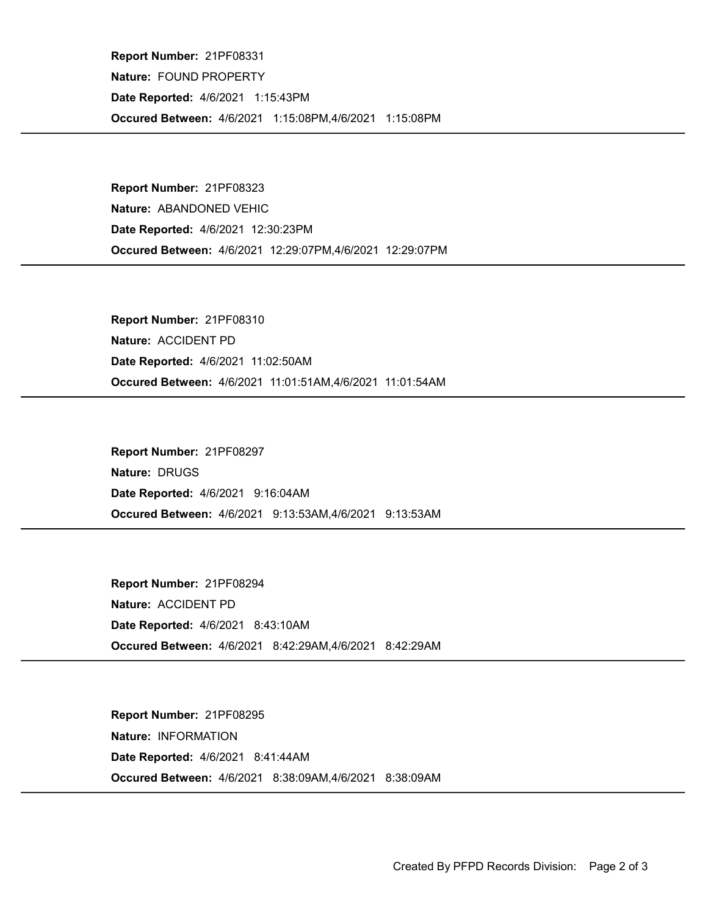**Report Number:** 21PF08331
**Nature:** FOUND PROPERTY
**Date Reported:** 4/6/2021 1:15:43PM
**Occured Between:** 4/6/2021 1:15:08PM,4/6/2021 1:15:08PM

---

**Report Number:** 21PF08323
**Nature:** ABANDONED VEHIC
**Date Reported:** 4/6/2021 12:30:23PM
**Occured Between:** 4/6/2021 12:29:07PM,4/6/2021 12:29:07PM

---

**Report Number:** 21PF08310
**Nature:** ACCIDENT PD
**Date Reported:** 4/6/2021 11:02:50AM
**Occured Between:** 4/6/2021 11:01:51AM,4/6/2021 11:01:54AM

---

**Report Number:** 21PF08297
**Nature:** DRUGS
**Date Reported:** 4/6/2021 9:16:04AM
**Occured Between:** 4/6/2021 9:13:53AM,4/6/2021 9:13:53AM

---

**Report Number:** 21PF08294
**Nature:** ACCIDENT PD
**Date Reported:** 4/6/2021 8:43:10AM
**Occured Between:** 4/6/2021 8:42:29AM,4/6/2021 8:42:29AM

---

**Report Number:** 21PF08295
**Nature:** INFORMATION
**Date Reported:** 4/6/2021 8:41:44AM
**Occured Between:** 4/6/2021 8:38:09AM,4/6/2021 8:38:09AM

---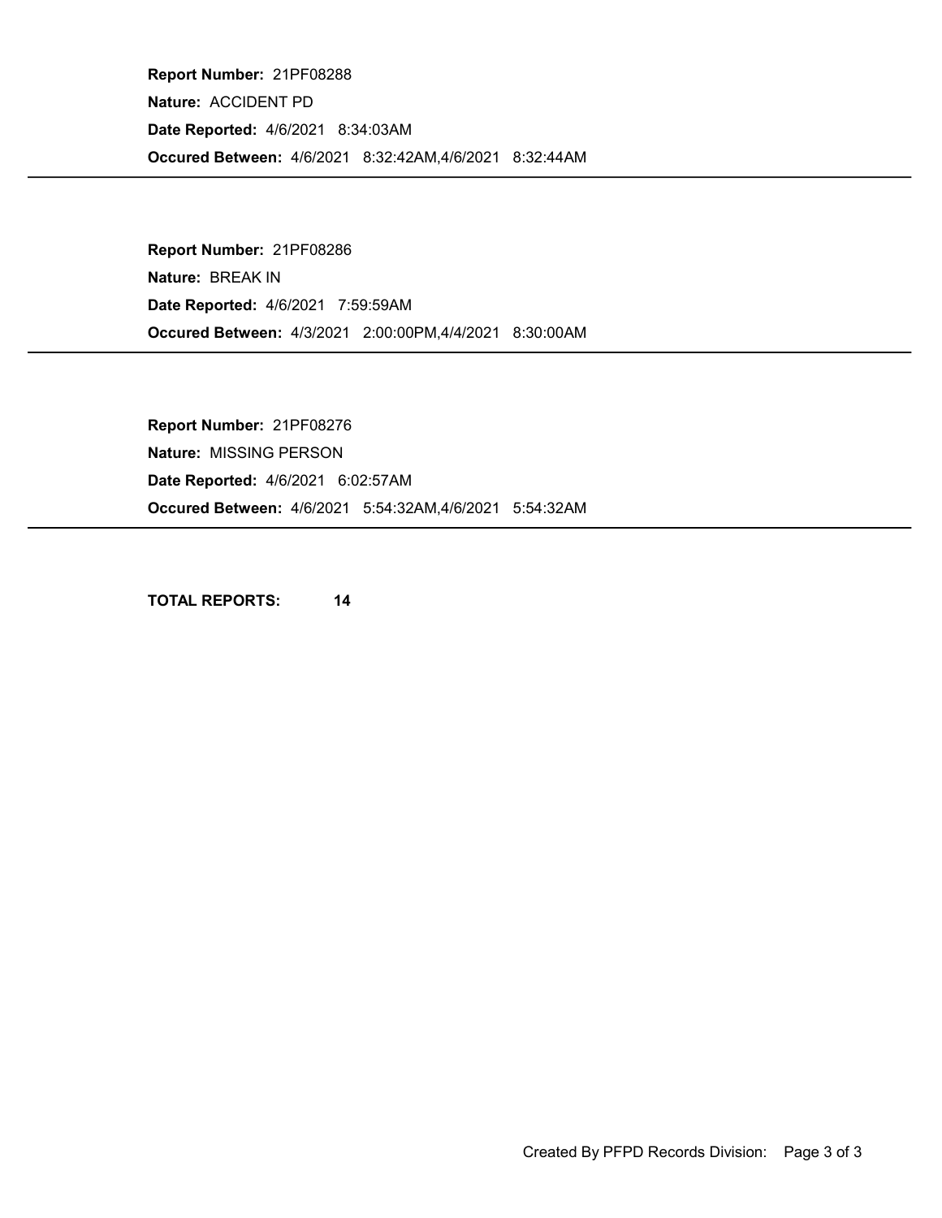**Report Number:** 21PF08288

**Nature:** ACCIDENT PD

**Date Reported:** 4/6/2021 8:34:03AM

**Occured Between:** 4/6/2021 8:32:42AM,4/6/2021 8:32:44AM

---

**Report Number:** 21PF08286

**Nature:** BREAK IN

**Date Reported:** 4/6/2021 7:59:59AM

**Occured Between:** 4/3/2021 2:00:00PM,4/4/2021 8:30:00AM

---

**Report Number:** 21PF08276

**Nature:** MISSING PERSON

**Date Reported:** 4/6/2021 6:02:57AM

**Occured Between:** 4/6/2021 5:54:32AM,4/6/2021 5:54:32AM

---

**TOTAL REPORTS:** **14**

Created By PFPD Records Division: